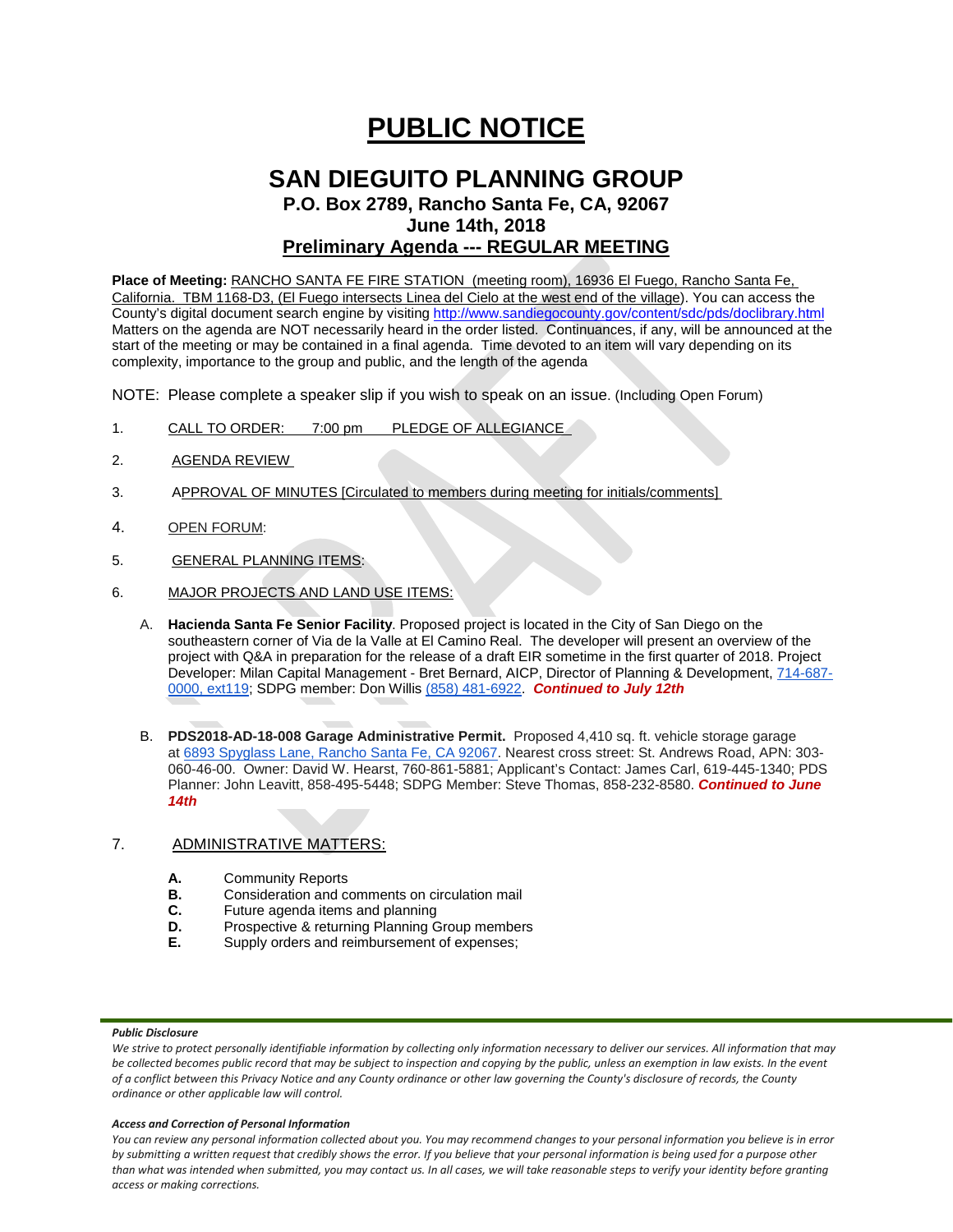# PUBLIC NOTICE

## SAN DIEGUITO PLANNING GROUP

### P.O. Box 2789, Rancho Santa Fe, CA, 92067

### June 14th, 2018

### Preliminary Agenda --- REGULAR MEETING

**Place of Meeting:** RANCHO SANTA FE FIRE STATION (meeting room), 16936 El Fuego, Rancho Santa Fe, California. TBM 1168-D3, (El Fuego intersects Linea del Cielo at the west end of the village). You can access the County's digital document search engine by visiting http://www.sandiegocounty.gov/content/sdc/pds/doclibrary.html Matters on the agenda are NOT necessarily heard in the order listed. Continuances, if any, will be announced at the start of the meeting or may be contained in a final agenda. Time devoted to an item will vary depending on its complexity, importance to the group and public, and the length of the agenda

NOTE: Please complete a speaker slip if you wish to speak on an issue. (Including Open Forum)

1. CALL TO ORDER: 7:00 pm PLEDGE OF ALLEGIANCE

2. AGENDA REVIEW

3. APPROVAL OF MINUTES [Circulated to members during meeting for initials/comments]

4. OPEN FORUM:

5. GENERAL PLANNING ITEMS:

6. MAJOR PROJECTS AND LAND USE ITEMS:

   A. **Hacienda Santa Fe Senior Facility**. Proposed project is located in the City of San Diego on the southeastern corner of Via de la Valle at El Camino Real. The developer will present an overview of the project with Q&A in preparation for the release of a draft EIR sometime in the first quarter of 2018. Project Developer: Milan Capital Management - Bret Bernard, AICP, Director of Planning & Development, 714-687-0000, ext119; SDPG member: Don Willis (858) 481-6922. ***Continued to July 12th***

   B. **PDS2018-AD-18-008 Garage Administrative Permit.** Proposed 4,410 sq. ft. vehicle storage garage at 6893 Spyglass Lane, Rancho Santa Fe, CA 92067. Nearest cross street: St. Andrews Road, APN: 303-060-46-00. Owner: David W. Hearst, 760-861-5881; Applicant's Contact: James Carl, 619-445-1340; PDS Planner: John Leavitt, 858-495-5448; SDPG Member: Steve Thomas, 858-232-8580. ***Continued to June 14th***

7. ADMINISTRATIVE MATTERS:

   **A.** Community Reports
   **B.** Consideration and comments on circulation mail
   **C.** Future agenda items and planning
   **D.** Prospective & returning Planning Group members
   **E.** Supply orders and reimbursement of expenses;

***Public Disclosure***

*We strive to protect personally identifiable information by collecting only information necessary to deliver our services. All information that may be collected becomes public record that may be subject to inspection and copying by the public, unless an exemption in law exists. In the event of a conflict between this Privacy Notice and any County ordinance or other law governing the County's disclosure of records, the County ordinance or other applicable law will control.*

***Access and Correction of Personal Information***

*You can review any personal information collected about you. You may recommend changes to your personal information you believe is in error by submitting a written request that credibly shows the error. If you believe that your personal information is being used for a purpose other than what was intended when submitted, you may contact us. In all cases, we will take reasonable steps to verify your identity before granting access or making corrections.*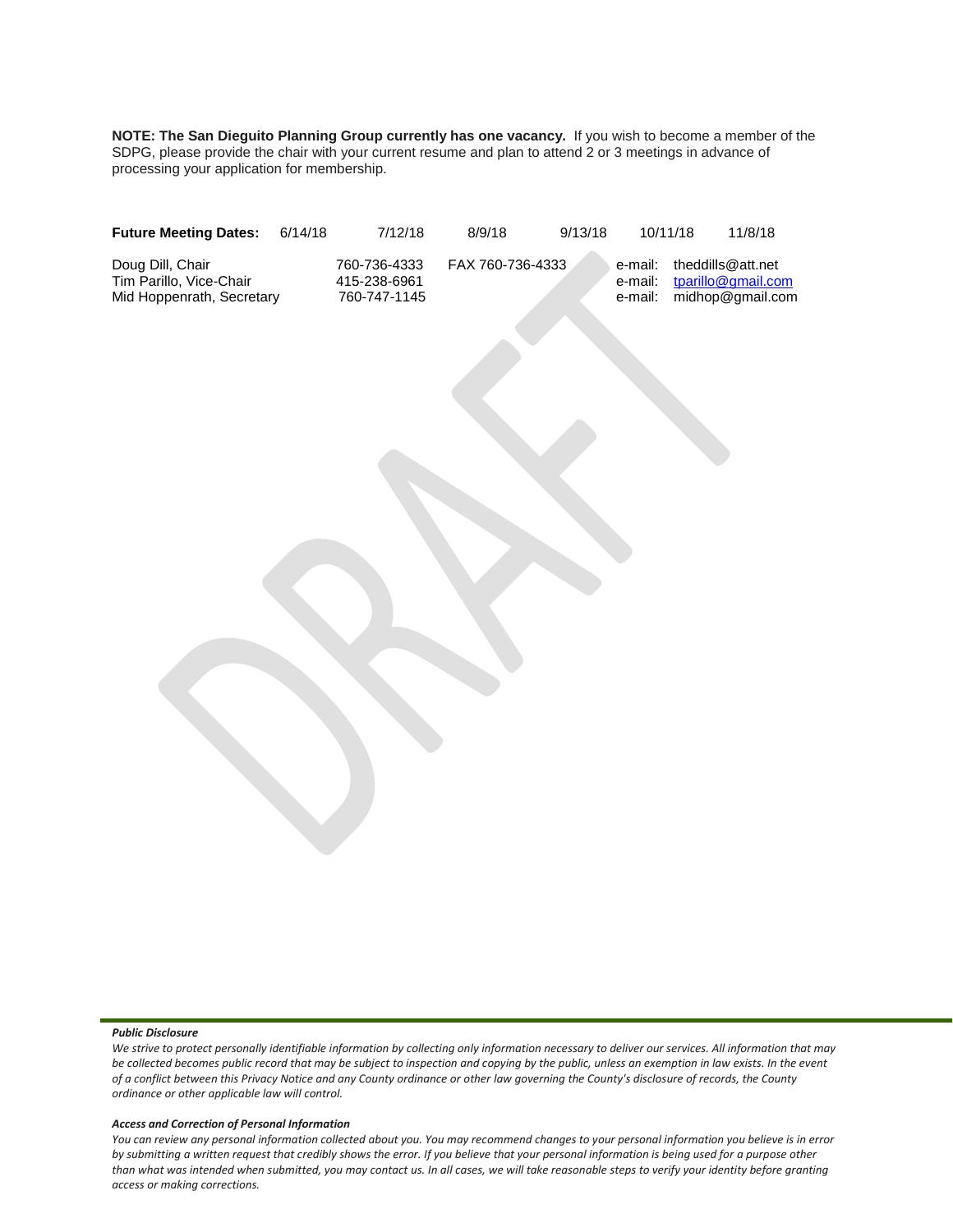**NOTE: The San Dieguito Planning Group currently has one vacancy.** If you wish to become a member of the SDPG, please provide the chair with your current resume and plan to attend 2 or 3 meetings in advance of processing your application for membership.

**Future Meeting Dates:** 6/14/18 7/12/18 8/9/18 9/13/18 10/11/18 11/8/18

| | | | | |
|---|---|---|---|---|
| Doug Dill, Chair | 760-736-4333 | FAX 760-736-4333 | e-mail: | theddills@att.net |
| Tim Parillo, Vice-Chair | 415-238-6961 | | e-mail: | tparillo@gmail.com |
| Mid Hoppenrath, Secretary | 760-747-1145 | | e-mail: | midhop@gmail.com |

DRAFT

***Public Disclosure***

*We strive to protect personally identifiable information by collecting only information necessary to deliver our services. All information that may be collected becomes public record that may be subject to inspection and copying by the public, unless an exemption in law exists. In the event of a conflict between this Privacy Notice and any County ordinance or other law governing the County's disclosure of records, the County ordinance or other applicable law will control.*

***Access and Correction of Personal Information***

*You can review any personal information collected about you. You may recommend changes to your personal information you believe is in error by submitting a written request that credibly shows the error. If you believe that your personal information is being used for a purpose other than what was intended when submitted, you may contact us. In all cases, we will take reasonable steps to verify your identity before granting access or making corrections.*